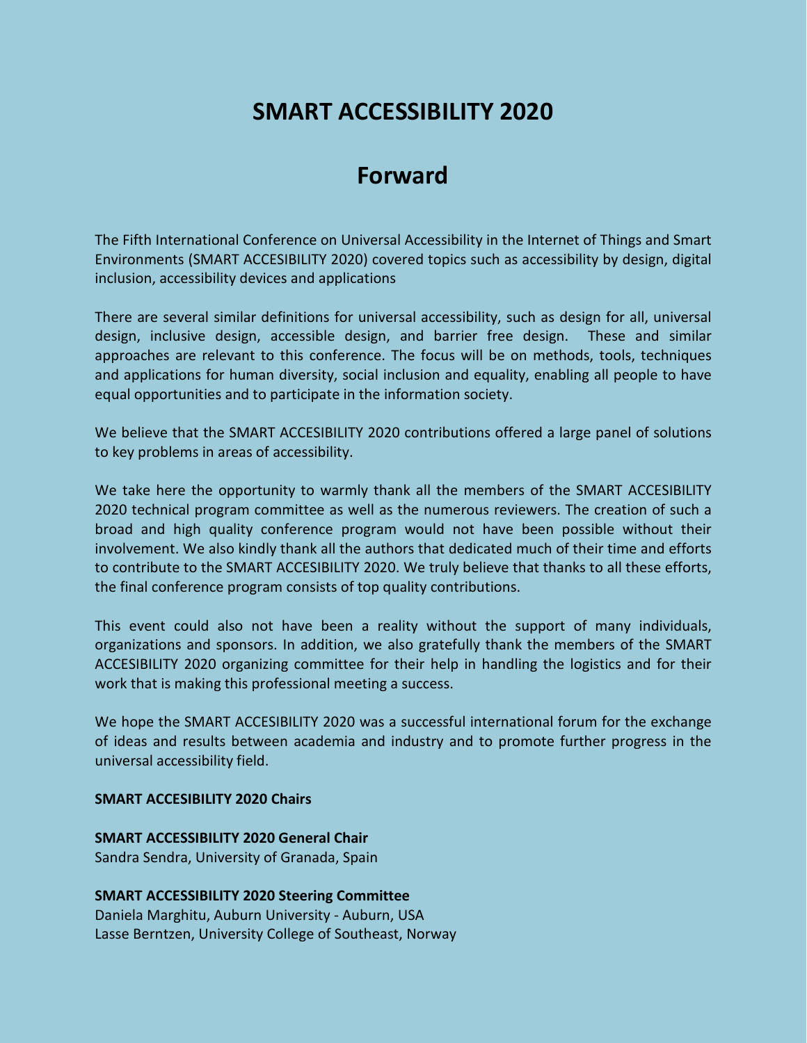# SMART ACCESSIBILITY 2020

## Forward

The Fifth International Conference on Universal Accessibility in the Internet of Things and Smart Environments (SMART ACCESIBILITY 2020) covered topics such as accessibility by design, digital inclusion, accessibility devices and applications

There are several similar definitions for universal accessibility, such as design for all, universal design, inclusive design, accessible design, and barrier free design. These and similar approaches are relevant to this conference. The focus will be on methods, tools, techniques and applications for human diversity, social inclusion and equality, enabling all people to have equal opportunities and to participate in the information society.

We believe that the SMART ACCESIBILITY 2020 contributions offered a large panel of solutions to key problems in areas of accessibility.

We take here the opportunity to warmly thank all the members of the SMART ACCESIBILITY 2020 technical program committee as well as the numerous reviewers. The creation of such a broad and high quality conference program would not have been possible without their involvement. We also kindly thank all the authors that dedicated much of their time and efforts to contribute to the SMART ACCESIBILITY 2020. We truly believe that thanks to all these efforts, the final conference program consists of top quality contributions.

This event could also not have been a reality without the support of many individuals, organizations and sponsors. In addition, we also gratefully thank the members of the SMART ACCESIBILITY 2020 organizing committee for their help in handling the logistics and for their work that is making this professional meeting a success.

We hope the SMART ACCESIBILITY 2020 was a successful international forum for the exchange of ideas and results between academia and industry and to promote further progress in the universal accessibility field.

**SMART ACCESIBILITY 2020 Chairs**

**SMART ACCESIBILITY 2020 General Chair**
Sandra Sendra, University of Granada, Spain

**SMART ACCESIBILITY 2020 Steering Committee**
Daniela Marghitu, Auburn University - Auburn, USA
Lasse Berntzen, University College of Southeast, Norway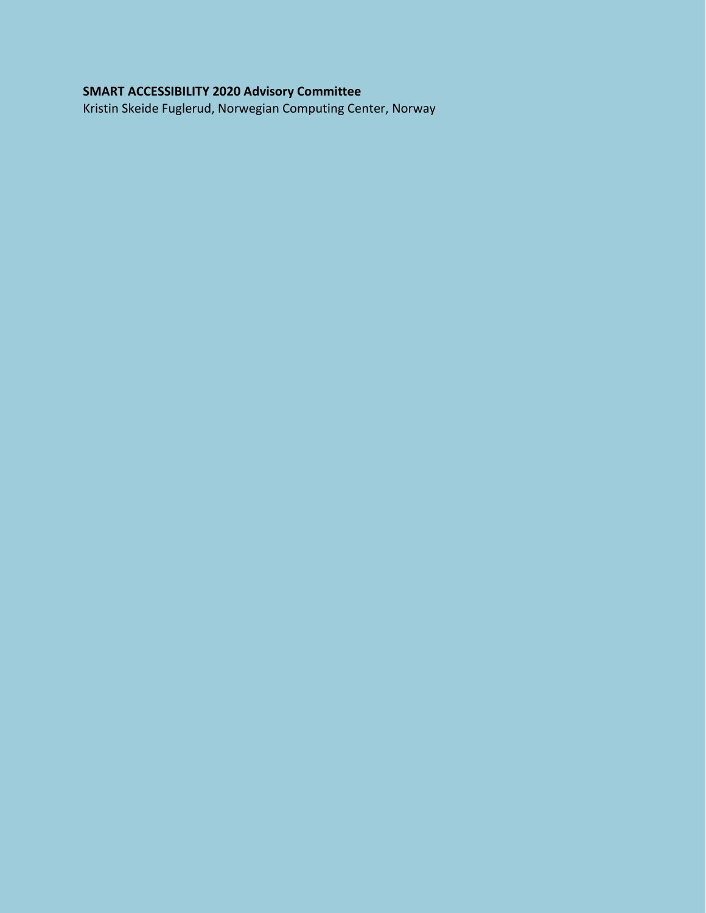**SMART ACCESSIBILITY 2020 Advisory Committee**

Kristin Skeide Fuglerud, Norwegian Computing Center, Norway